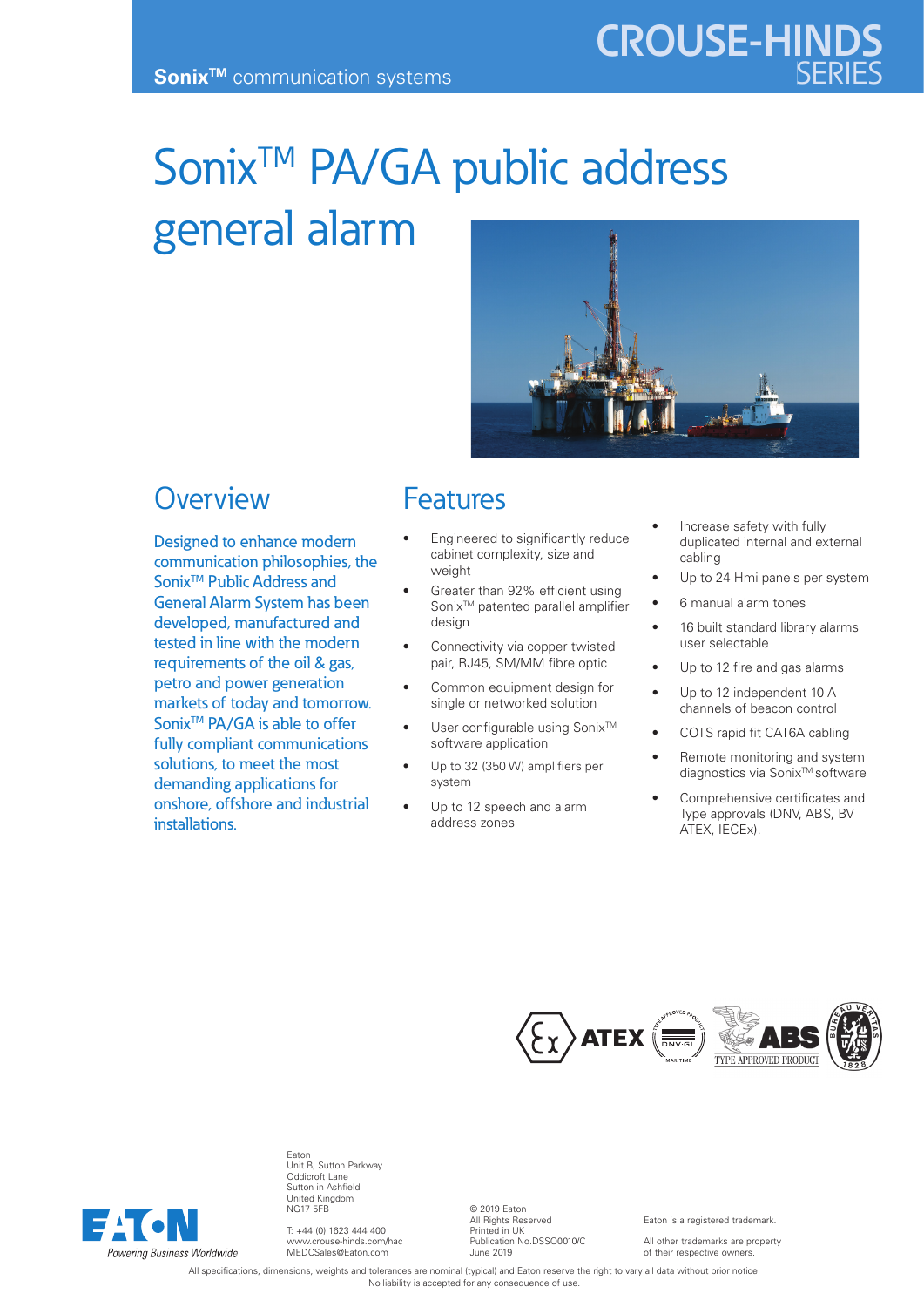Sonix™ communication systems

CROUSE-HINDS SERIES

# Sonix™ PA/GA public address general alarm

## Overview

Designed to enhance modern communication philosophies, the Sonix™ Public Address and General Alarm System has been developed, manufactured and tested in line with the modern requirements of the oil & gas, petro and power generation markets of today and tomorrow. Sonix™ PA/GA is able to offer fully compliant communications solutions, to meet the most demanding applications for onshore, offshore and industrial installations.

## Features

- Engineered to significantly reduce cabinet complexity, size and weight
- Greater than 92% efficient using Sonix™ patented parallel amplifier design
- Connectivity via copper twisted pair, RJ45, SM/MM fibre optic
- Common equipment design for single or networked solution
- User configurable using Sonix™ software application
- Up to 32 (350 W) amplifiers per system
- Up to 12 speech and alarm address zones
- Increase safety with fully duplicated internal and external cabling
- Up to 24 Hmi panels per system
- 6 manual alarm tones
- 16 built standard library alarms user selectable
- Up to 12 fire and gas alarms
- Up to 12 independent 10 A channels of beacon control
- COTS rapid fit CAT6A cabling
- Remote monitoring and system diagnostics via Sonix™ software
- Comprehensive certificates and Type approvals (DNV, ABS, BV ATEX, IECEx).

ATEX · DNV-GL Type Approved Product Maritime · ABS Type Approved Product · Bureau Veritas 1828

Eaton
Unit B, Sutton Parkway
Oddicroft Lane
Sutton in Ashfield
United Kingdom
NG17 5FB

T: +44 (0) 1623 444 400
www.crouse-hinds.com/hac
MEDCSales@Eaton.com

© 2019 Eaton
All Rights Reserved
Printed in UK
Publication No.DSSO0010/C
June 2019

Eaton is a registered trademark.

All other trademarks are property of their respective owners.

EATON
*Powering Business Worldwide*

All specifications, dimensions, weights and tolerances are nominal (typical) and Eaton reserve the right to vary all data without prior notice. No liability is accepted for any consequence of use.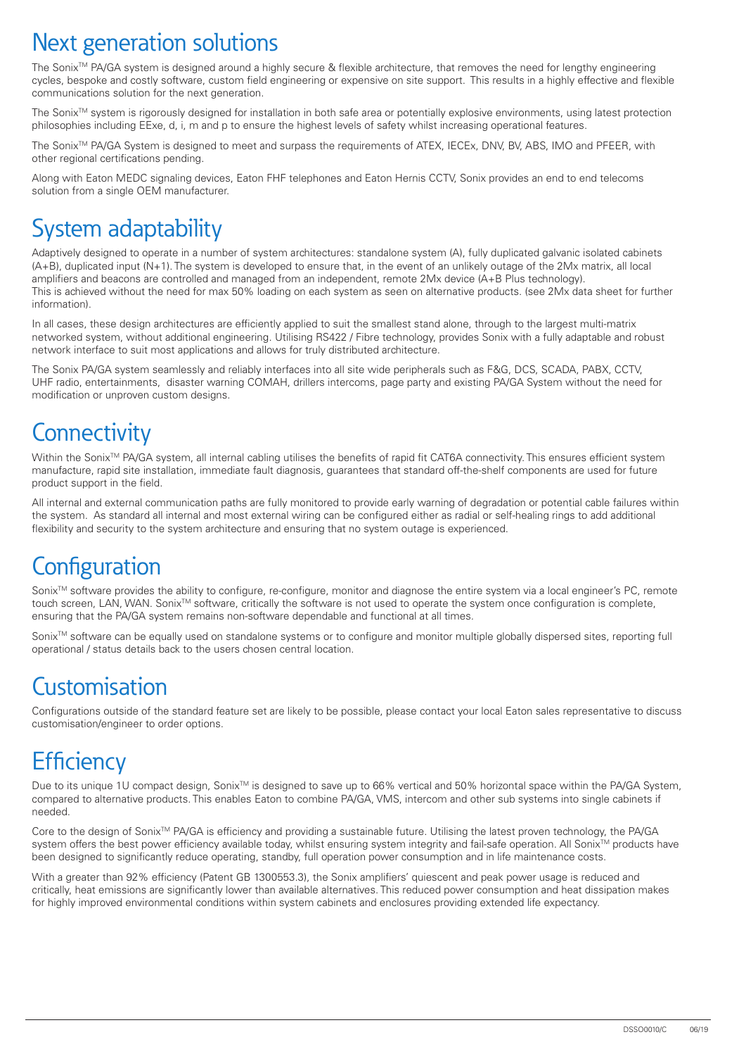## Next generation solutions

The Sonix™ PA/GA system is designed around a highly secure & flexible architecture, that removes the need for lengthy engineering cycles, bespoke and costly software, custom field engineering or expensive on site support. This results in a highly effective and flexible communications solution for the next generation.

The Sonix™ system is rigorously designed for installation in both safe area or potentially explosive environments, using latest protection philosophies including EExe, d, i, m and p to ensure the highest levels of safety whilst increasing operational features.

The Sonix™ PA/GA System is designed to meet and surpass the requirements of ATEX, IECEx, DNV, BV, ABS, IMO and PFEER, with other regional certifications pending.

Along with Eaton MEDC signaling devices, Eaton FHF telephones and Eaton Hernis CCTV, Sonix provides an end to end telecoms solution from a single OEM manufacturer.

## System adaptability

Adaptively designed to operate in a number of system architectures: standalone system (A), fully duplicated galvanic isolated cabinets (A+B), duplicated input (N+1). The system is developed to ensure that, in the event of an unlikely outage of the 2Mx matrix, all local amplifiers and beacons are controlled and managed from an independent, remote 2Mx device (A+B Plus technology). This is achieved without the need for max 50% loading on each system as seen on alternative products. (see 2Mx data sheet for further information).

In all cases, these design architectures are efficiently applied to suit the smallest stand alone, through to the largest multi-matrix networked system, without additional engineering. Utilising RS422 / Fibre technology, provides Sonix with a fully adaptable and robust network interface to suit most applications and allows for truly distributed architecture.

The Sonix PA/GA system seamlessly and reliably interfaces into all site wide peripherals such as F&G, DCS, SCADA, PABX, CCTV, UHF radio, entertainments, disaster warning COMAH, drillers intercoms, page party and existing PA/GA System without the need for modification or unproven custom designs.

## Connectivity

Within the Sonix™ PA/GA system, all internal cabling utilises the benefits of rapid fit CAT6A connectivity. This ensures efficient system manufacture, rapid site installation, immediate fault diagnosis, guarantees that standard off-the-shelf components are used for future product support in the field.

All internal and external communication paths are fully monitored to provide early warning of degradation or potential cable failures within the system. As standard all internal and most external wiring can be configured either as radial or self-healing rings to add additional flexibility and security to the system architecture and ensuring that no system outage is experienced.

## Configuration

Sonix™ software provides the ability to configure, re-configure, monitor and diagnose the entire system via a local engineer's PC, remote touch screen, LAN, WAN. Sonix™ software, critically the software is not used to operate the system once configuration is complete, ensuring that the PA/GA system remains non-software dependable and functional at all times.

Sonix™ software can be equally used on standalone systems or to configure and monitor multiple globally dispersed sites, reporting full operational / status details back to the users chosen central location.

## Customisation

Configurations outside of the standard feature set are likely to be possible, please contact your local Eaton sales representative to discuss customisation/engineer to order options.

## Efficiency

Due to its unique 1U compact design, Sonix™ is designed to save up to 66% vertical and 50% horizontal space within the PA/GA System, compared to alternative products. This enables Eaton to combine PA/GA, VMS, intercom and other sub systems into single cabinets if needed.

Core to the design of Sonix™ PA/GA is efficiency and providing a sustainable future. Utilising the latest proven technology, the PA/GA system offers the best power efficiency available today, whilst ensuring system integrity and fail-safe operation. All Sonix™ products have been designed to significantly reduce operating, standby, full operation power consumption and in life maintenance costs.

With a greater than 92% efficiency (Patent GB 1300553.3), the Sonix amplifiers' quiescent and peak power usage is reduced and critically, heat emissions are significantly lower than available alternatives. This reduced power consumption and heat dissipation makes for highly improved environmental conditions within system cabinets and enclosures providing extended life expectancy.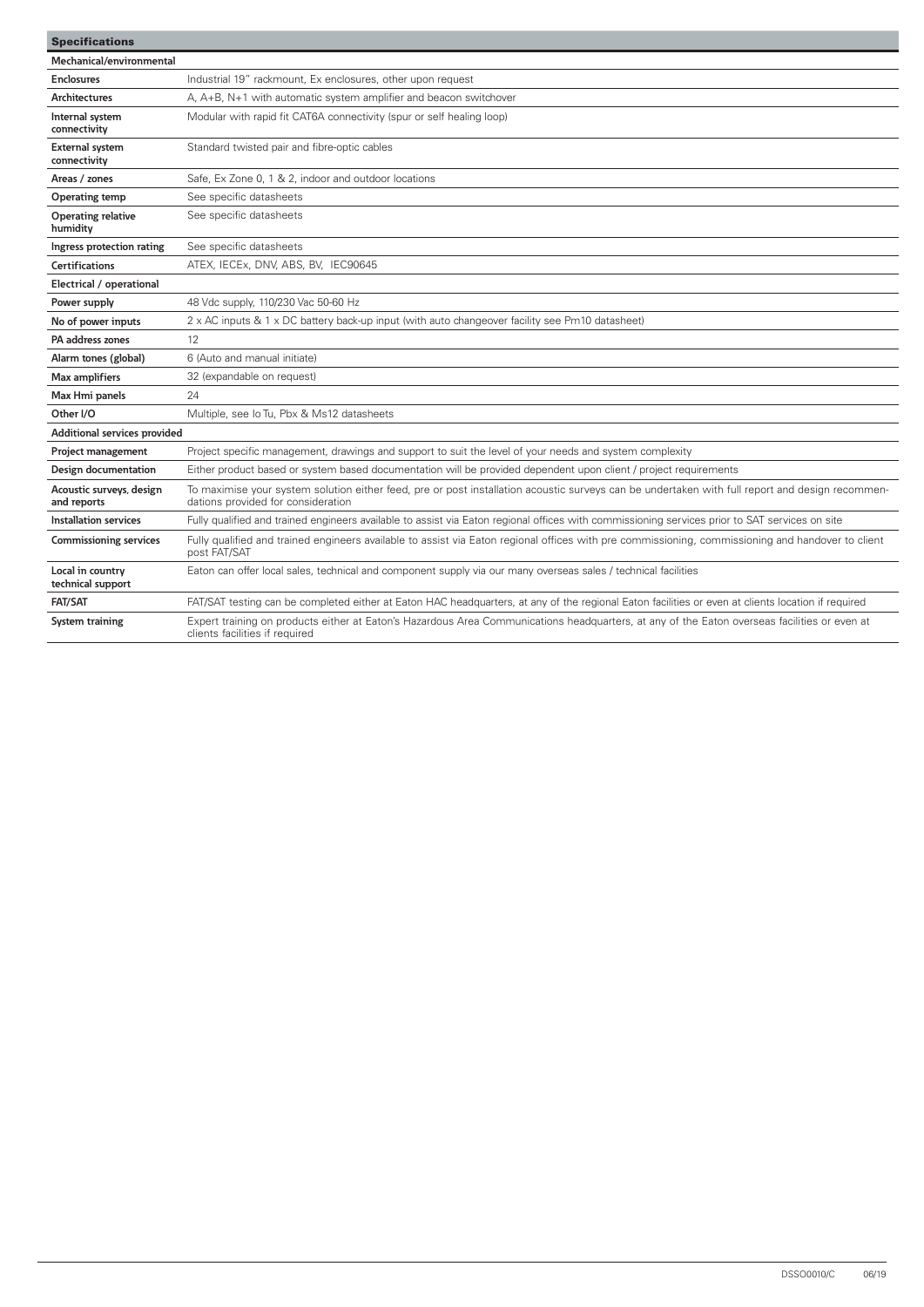## Specifications

| | |
|---|---|
| **Mechanical/environmental** | |
| **Enclosures** | Industrial 19" rackmount, Ex enclosures, other upon request |
| **Architectures** | A, A+B, N+1 with automatic system amplifier and beacon switchover |
| **Internal system connectivity** | Modular with rapid fit CAT6A connectivity (spur or self healing loop) |
| **External system connectivity** | Standard twisted pair and fibre-optic cables |
| **Areas / zones** | Safe, Ex Zone 0, 1 & 2, indoor and outdoor locations |
| **Operating temp** | See specific datasheets |
| **Operating relative humidity** | See specific datasheets |
| **Ingress protection rating** | See specific datasheets |
| **Certifications** | ATEX, IECEx, DNV, ABS, BV, IEC90645 |
| **Electrical / operational** | |
| **Power supply** | 48 Vdc supply, 110/230 Vac 50-60 Hz |
| **No of power inputs** | 2 x AC inputs & 1 x DC battery back-up input (with auto changeover facility see Pm10 datasheet) |
| **PA address zones** | 12 |
| **Alarm tones (global)** | 6 (Auto and manual initiate) |
| **Max amplifiers** | 32 (expandable on request) |
| **Max Hmi panels** | 24 |
| **Other I/O** | Multiple, see Io Tu, Pbx & Ms12 datasheets |
| **Additional services provided** | |
| **Project management** | Project specific management, drawings and support to suit the level of your needs and system complexity |
| **Design documentation** | Either product based or system based documentation will be provided dependent upon client / project requirements |
| **Acoustic surveys, design and reports** | To maximise your system solution either feed, pre or post installation acoustic surveys can be undertaken with full report and design recommendations provided for consideration |
| **Installation services** | Fully qualified and trained engineers available to assist via Eaton regional offices with commissioning services prior to SAT services on site |
| **Commissioning services** | Fully qualified and trained engineers available to assist via Eaton regional offices with pre commissioning, commissioning and handover to client post FAT/SAT |
| **Local in country technical support** | Eaton can offer local sales, technical and component supply via our many overseas sales / technical facilities |
| **FAT/SAT** | FAT/SAT testing can be completed either at Eaton HAC headquarters, at any of the regional Eaton facilities or even at clients location if required |
| **System training** | Expert training on products either at Eaton's Hazardous Area Communications headquarters, at any of the Eaton overseas facilities or even at clients facilities if required |

DSSO0010/C 06/19